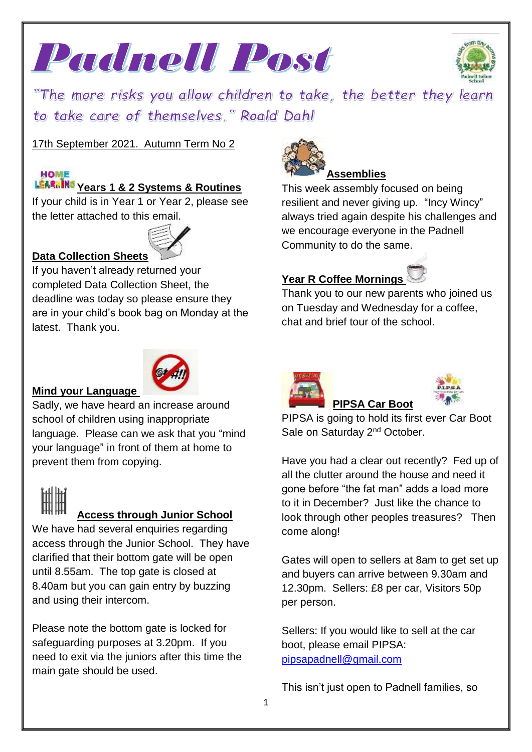# Padnell Post

*"The more risks you allow children to take, the better they learn to take care of themselves." Roald Dahl*

17th September 2021. Autumn Term No 2

## Years 1 & 2 Systems & Routines

If your child is in Year 1 or Year 2, please see the letter attached to this email.

## Data Collection Sheets

If you haven't already returned your completed Data Collection Sheet, the deadline was today so please ensure they are in your child's book bag on Monday at the latest. Thank you.

## Mind your Language

Sadly, we have heard an increase around school of children using inappropriate language. Please can we ask that you "mind your language" in front of them at home to prevent them from copying.

## Access through Junior School

We have had several enquiries regarding access through the Junior School. They have clarified that their bottom gate will be open until 8.55am. The top gate is closed at 8.40am but you can gain entry by buzzing and using their intercom.

Please note the bottom gate is locked for safeguarding purposes at 3.20pm. If you need to exit via the juniors after this time the main gate should be used.

## Assemblies

This week assembly focused on being resilient and never giving up. "Incy Wincy" always tried again despite his challenges and we encourage everyone in the Padnell Community to do the same.

## Year R Coffee Mornings

Thank you to our new parents who joined us on Tuesday and Wednesday for a coffee, chat and brief tour of the school.

## PIPSA Car Boot

PIPSA is going to hold its first ever Car Boot Sale on Saturday 2nd October.

Have you had a clear out recently? Fed up of all the clutter around the house and need it gone before "the fat man" adds a load more to it in December? Just like the chance to look through other peoples treasures? Then come along!

Gates will open to sellers at 8am to get set up and buyers can arrive between 9.30am and 12.30pm. Sellers: £8 per car, Visitors 50p per person.

Sellers: If you would like to sell at the car boot, please email PIPSA: pipsapadnell@gmail.com

This isn't just open to Padnell families, so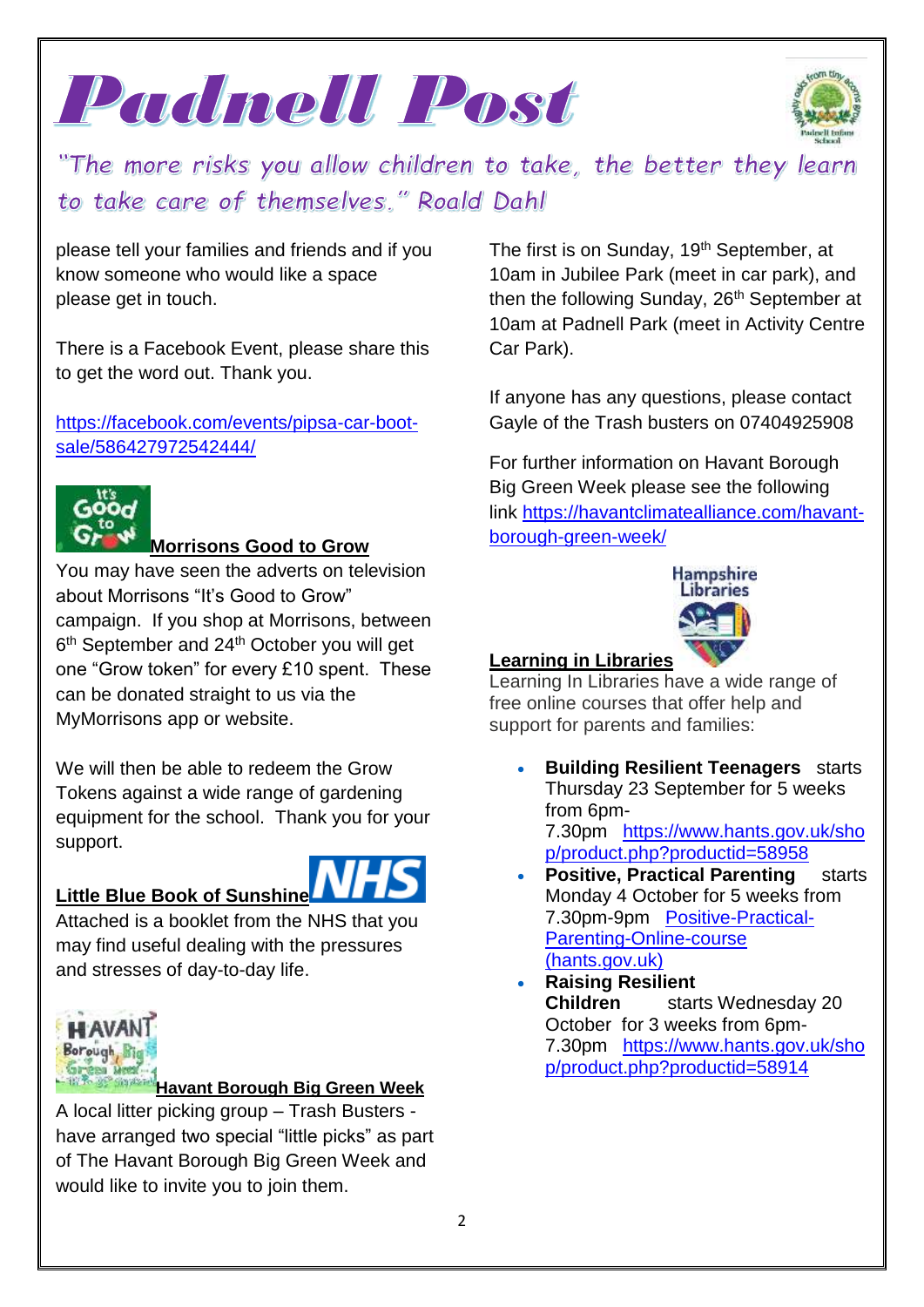# Padnell Post

*"The more risks you allow children to take, the better they learn to take care of themselves." Roald Dahl*

please tell your families and friends and if you know someone who would like a space please get in touch.

There is a Facebook Event, please share this to get the word out. Thank you.

https://facebook.com/events/pipsa-car-boot-sale/586427972542444/

## Morrisons Good to Grow

You may have seen the adverts on television about Morrisons "It's Good to Grow" campaign. If you shop at Morrisons, between 6th September and 24th October you will get one "Grow token" for every £10 spent. These can be donated straight to us via the MyMorrisons app or website.

We will then be able to redeem the Grow Tokens against a wide range of gardening equipment for the school. Thank you for your support.

## Little Blue Book of Sunshine

Attached is a booklet from the NHS that you may find useful dealing with the pressures and stresses of day-to-day life.

## Havant Borough Big Green Week

A local litter picking group – Trash Busters - have arranged two special "little picks" as part of The Havant Borough Big Green Week and would like to invite you to join them.

The first is on Sunday, 19th September, at 10am in Jubilee Park (meet in car park), and then the following Sunday, 26th September at 10am at Padnell Park (meet in Activity Centre Car Park).

If anyone has any questions, please contact Gayle of the Trash busters on 07404925908

For further information on Havant Borough Big Green Week please see the following link https://havantclimatealliance.com/havant-borough-green-week/

## Learning in Libraries

Learning In Libraries have a wide range of free online courses that offer help and support for parents and families:

- **Building Resilient Teenagers** starts Thursday 23 September for 5 weeks from 6pm-7.30pm https://www.hants.gov.uk/shop/product.php?productid=58958
- **Positive, Practical Parenting** starts Monday 4 October for 5 weeks from 7.30pm-9pm Positive-Practical-Parenting-Online-course (hants.gov.uk)
- **Raising Resilient Children** starts Wednesday 20 October for 3 weeks from 6pm-7.30pm https://www.hants.gov.uk/shop/product.php?productid=58914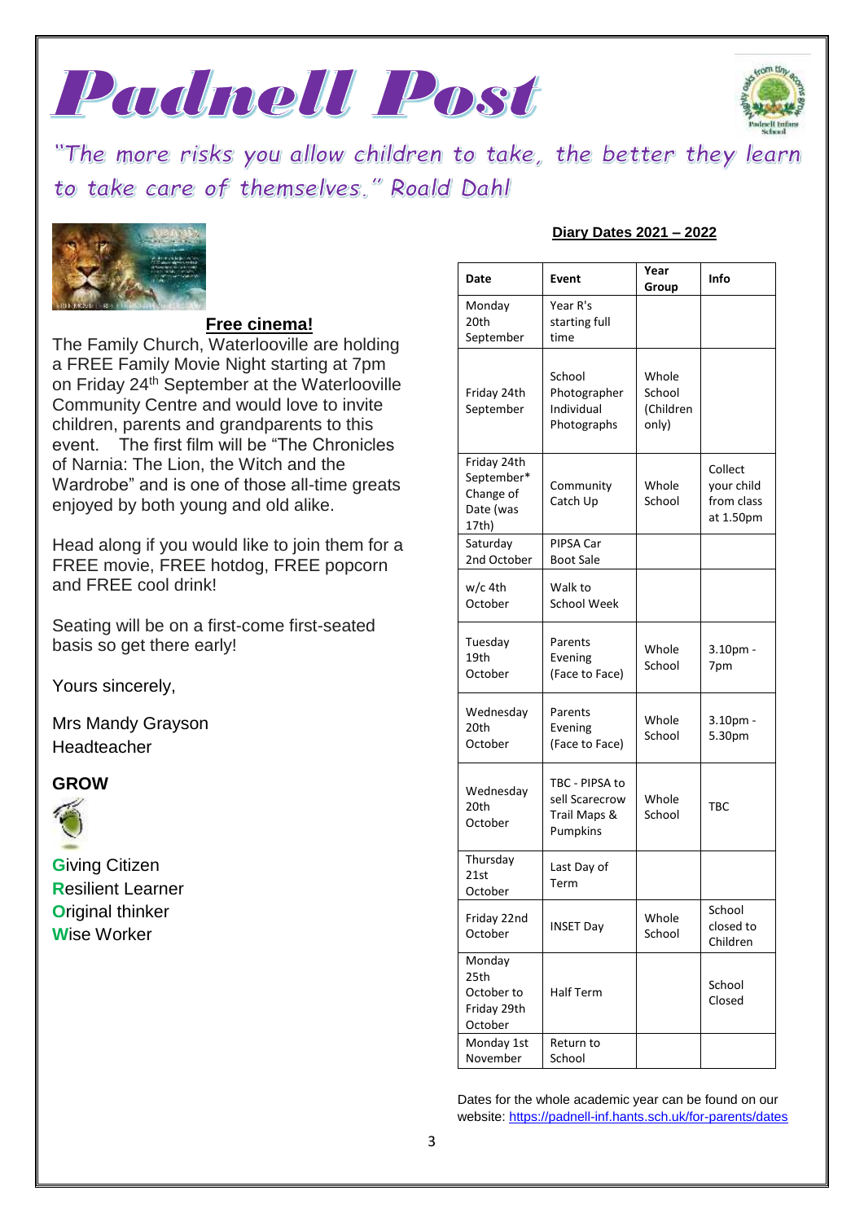# Padnell Post

"The more risks you allow children to take, the better they learn to take care of themselves." Roald Dahl

## Free cinema!

The Family Church, Waterlooville are holding a FREE Family Movie Night starting at 7pm on Friday 24th September at the Waterlooville Community Centre and would love to invite children, parents and grandparents to this event. The first film will be "The Chronicles of Narnia: The Lion, the Witch and the Wardrobe" and is one of those all-time greats enjoyed by both young and old alike.

Head along if you would like to join them for a FREE movie, FREE hotdog, FREE popcorn and FREE cool drink!

Seating will be on a first-come first-seated basis so get there early!

Yours sincerely,

Mrs Mandy Grayson
Headteacher

**GROW**

**G**iving Citizen
**R**esilient Learner
**O**riginal thinker
**W**ise Worker

**Diary Dates 2021 – 2022**

| Date | Event | Year Group | Info |
|---|---|---|---|
| Monday 20th September | Year R's starting full time | | |
| Friday 24th September | School Photographer Individual Photographs | Whole School (Children only) | |
| Friday 24th September* Change of Date (was 17th) | Community Catch Up | Whole School | Collect your child from class at 1.50pm |
| Saturday 2nd October | PIPSA Car Boot Sale | | |
| w/c 4th October | Walk to School Week | | |
| Tuesday 19th October | Parents Evening (Face to Face) | Whole School | 3.10pm - 7pm |
| Wednesday 20th October | Parents Evening (Face to Face) | Whole School | 3.10pm - 5.30pm |
| Wednesday 20th October | TBC - PIPSA to sell Scarecrow Trail Maps & Pumpkins | Whole School | TBC |
| Thursday 21st October | Last Day of Term | | |
| Friday 22nd October | INSET Day | Whole School | School closed to Children |
| Monday 25th October to Friday 29th October | Half Term | | School Closed |
| Monday 1st November | Return to School | | |

Dates for the whole academic year can be found on our website: https://padnell-inf.hants.sch.uk/for-parents/dates